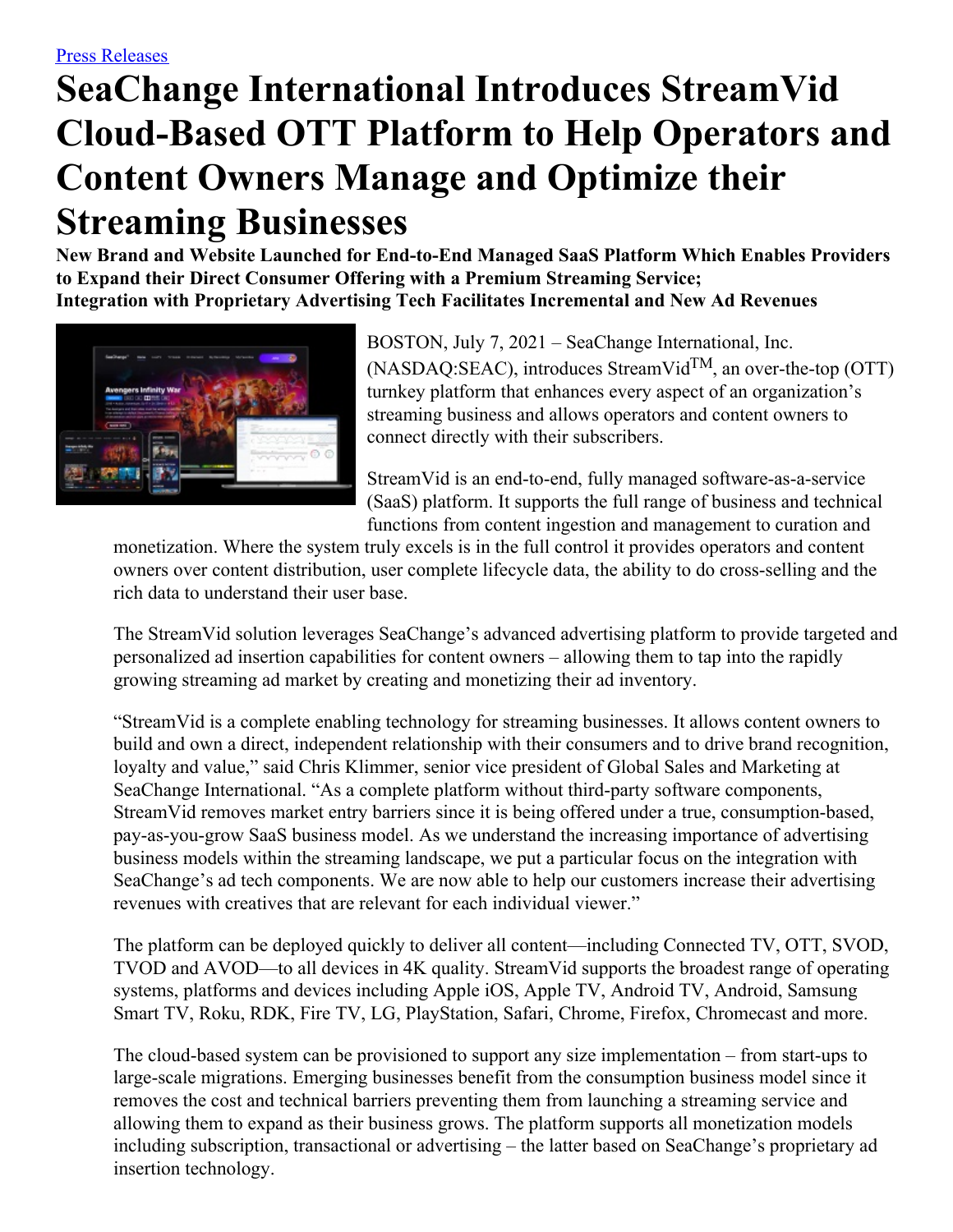Press Releases

# SeaChange International Introduces StreamVid Cloud-Based OTT Platform to Help Operators and Content Owners Manage and Optimize their Streaming Businesses

**New Brand and Website Launched for End-to-End Managed SaaS Platform Which Enables Providers to Expand their Direct Consumer Offering with a Premium Streaming Service; Integration with Proprietary Advertising Tech Facilitates Incremental and New Ad Revenues**

BOSTON, July 7, 2021 – SeaChange International, Inc. (NASDAQ:SEAC), introduces StreamVid™, an over-the-top (OTT) turnkey platform that enhances every aspect of an organization's streaming business and allows operators and content owners to connect directly with their subscribers.

StreamVid is an end-to-end, fully managed software-as-a-service (SaaS) platform. It supports the full range of business and technical functions from content ingestion and management to curation and monetization. Where the system truly excels is in the full control it provides operators and content owners over content distribution, user complete lifecycle data, the ability to do cross-selling and the rich data to understand their user base.

The StreamVid solution leverages SeaChange's advanced advertising platform to provide targeted and personalized ad insertion capabilities for content owners – allowing them to tap into the rapidly growing streaming ad market by creating and monetizing their ad inventory.

"StreamVid is a complete enabling technology for streaming businesses. It allows content owners to build and own a direct, independent relationship with their consumers and to drive brand recognition, loyalty and value," said Chris Klimmer, senior vice president of Global Sales and Marketing at SeaChange International. "As a complete platform without third-party software components, StreamVid removes market entry barriers since it is being offered under a true, consumption-based, pay-as-you-grow SaaS business model. As we understand the increasing importance of advertising business models within the streaming landscape, we put a particular focus on the integration with SeaChange's ad tech components. We are now able to help our customers increase their advertising revenues with creatives that are relevant for each individual viewer."

The platform can be deployed quickly to deliver all content—including Connected TV, OTT, SVOD, TVOD and AVOD—to all devices in 4K quality. StreamVid supports the broadest range of operating systems, platforms and devices including Apple iOS, Apple TV, Android TV, Android, Samsung Smart TV, Roku, RDK, Fire TV, LG, PlayStation, Safari, Chrome, Firefox, Chromecast and more.

The cloud-based system can be provisioned to support any size implementation – from start-ups to large-scale migrations. Emerging businesses benefit from the consumption business model since it removes the cost and technical barriers preventing them from launching a streaming service and allowing them to expand as their business grows. The platform supports all monetization models including subscription, transactional or advertising – the latter based on SeaChange's proprietary ad insertion technology.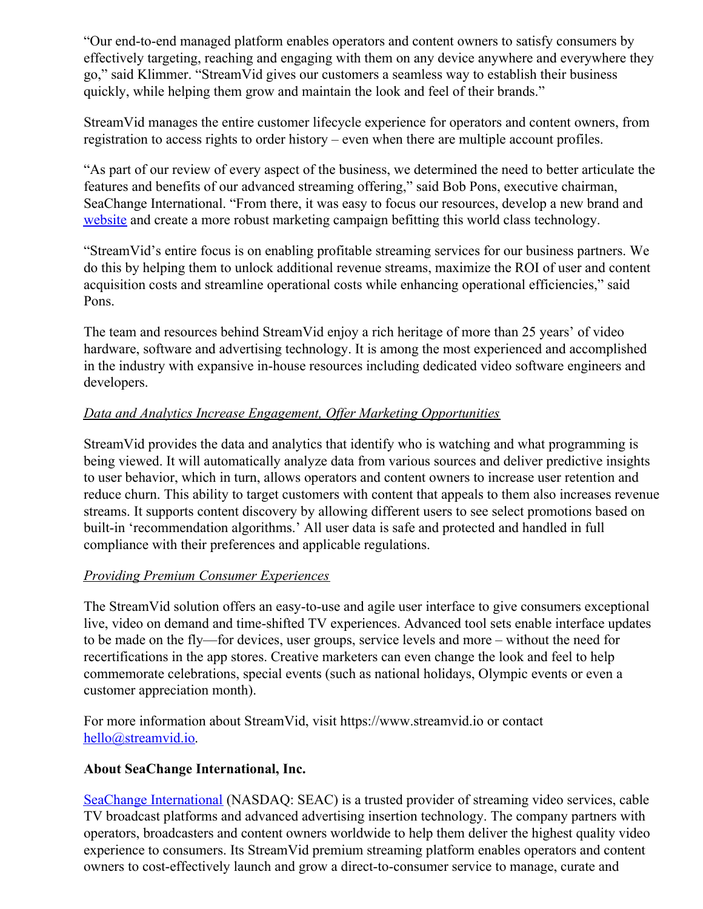"Our end-to-end managed platform enables operators and content owners to satisfy consumers by effectively targeting, reaching and engaging with them on any device anywhere and everywhere they go," said Klimmer. "StreamVid gives our customers a seamless way to establish their business quickly, while helping them grow and maintain the look and feel of their brands."

StreamVid manages the entire customer lifecycle experience for operators and content owners, from registration to access rights to order history – even when there are multiple account profiles.

"As part of our review of every aspect of the business, we determined the need to better articulate the features and benefits of our advanced streaming offering," said Bob Pons, executive chairman, SeaChange International. "From there, it was easy to focus our resources, develop a new brand and website and create a more robust marketing campaign befitting this world class technology.

"StreamVid's entire focus is on enabling profitable streaming services for our business partners. We do this by helping them to unlock additional revenue streams, maximize the ROI of user and content acquisition costs and streamline operational costs while enhancing operational efficiencies," said Pons.

The team and resources behind StreamVid enjoy a rich heritage of more than 25 years' of video hardware, software and advertising technology. It is among the most experienced and accomplished in the industry with expansive in-house resources including dedicated video software engineers and developers.

*Data and Analytics Increase Engagement, Offer Marketing Opportunities*

StreamVid provides the data and analytics that identify who is watching and what programming is being viewed. It will automatically analyze data from various sources and deliver predictive insights to user behavior, which in turn, allows operators and content owners to increase user retention and reduce churn. This ability to target customers with content that appeals to them also increases revenue streams. It supports content discovery by allowing different users to see select promotions based on built-in 'recommendation algorithms.' All user data is safe and protected and handled in full compliance with their preferences and applicable regulations.

*Providing Premium Consumer Experiences*

The StreamVid solution offers an easy-to-use and agile user interface to give consumers exceptional live, video on demand and time-shifted TV experiences. Advanced tool sets enable interface updates to be made on the fly—for devices, user groups, service levels and more – without the need for recertifications in the app stores. Creative marketers can even change the look and feel to help commemorate celebrations, special events (such as national holidays, Olympic events or even a customer appreciation month).

For more information about StreamVid, visit https://www.streamvid.io or contact hello@streamvid.io.

**About SeaChange International, Inc.**

SeaChange International (NASDAQ: SEAC) is a trusted provider of streaming video services, cable TV broadcast platforms and advanced advertising insertion technology. The company partners with operators, broadcasters and content owners worldwide to help them deliver the highest quality video experience to consumers. Its StreamVid premium streaming platform enables operators and content owners to cost-effectively launch and grow a direct-to-consumer service to manage, curate and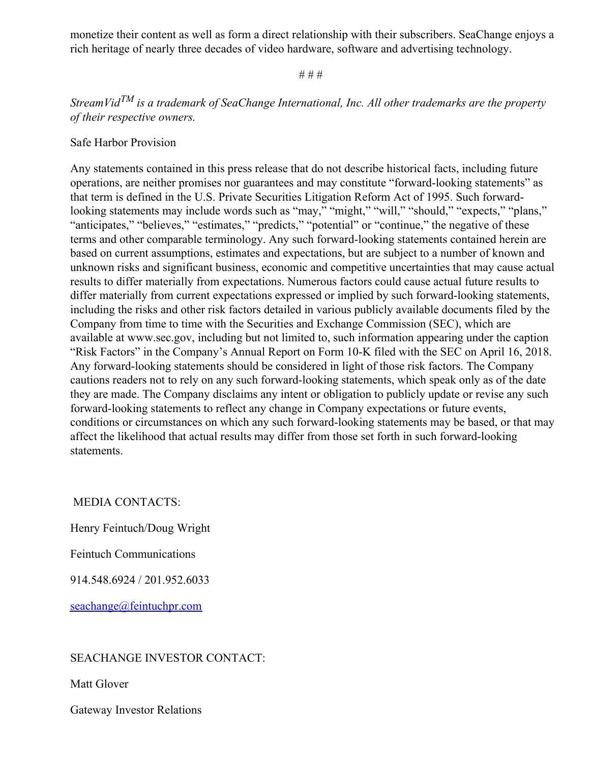monetize their content as well as form a direct relationship with their subscribers. SeaChange enjoys a rich heritage of nearly three decades of video hardware, software and advertising technology.

# # #

*StreamVid*$^{TM}$ *is a trademark of SeaChange International, Inc. All other trademarks are the property of their respective owners.*

Safe Harbor Provision

Any statements contained in this press release that do not describe historical facts, including future operations, are neither promises nor guarantees and may constitute "forward-looking statements" as that term is defined in the U.S. Private Securities Litigation Reform Act of 1995. Such forward-looking statements may include words such as "may," "might," "will," "should," "expects," "plans," "anticipates," "believes," "estimates," "predicts," "potential" or "continue," the negative of these terms and other comparable terminology. Any such forward-looking statements contained herein are based on current assumptions, estimates and expectations, but are subject to a number of known and unknown risks and significant business, economic and competitive uncertainties that may cause actual results to differ materially from expectations. Numerous factors could cause actual future results to differ materially from current expectations expressed or implied by such forward-looking statements, including the risks and other risk factors detailed in various publicly available documents filed by the Company from time to time with the Securities and Exchange Commission (SEC), which are available at www.sec.gov, including but not limited to, such information appearing under the caption "Risk Factors" in the Company's Annual Report on Form 10-K filed with the SEC on April 16, 2018. Any forward-looking statements should be considered in light of those risk factors. The Company cautions readers not to rely on any such forward-looking statements, which speak only as of the date they are made. The Company disclaims any intent or obligation to publicly update or revise any such forward-looking statements to reflect any change in Company expectations or future events, conditions or circumstances on which any such forward-looking statements may be based, or that may affect the likelihood that actual results may differ from those set forth in such forward-looking statements.

MEDIA CONTACTS:

Henry Feintuch/Doug Wright

Feintuch Communications

914.548.6924 / 201.952.6033

seachange@feintuchpr.com

SEACHANGE INVESTOR CONTACT:

Matt Glover

Gateway Investor Relations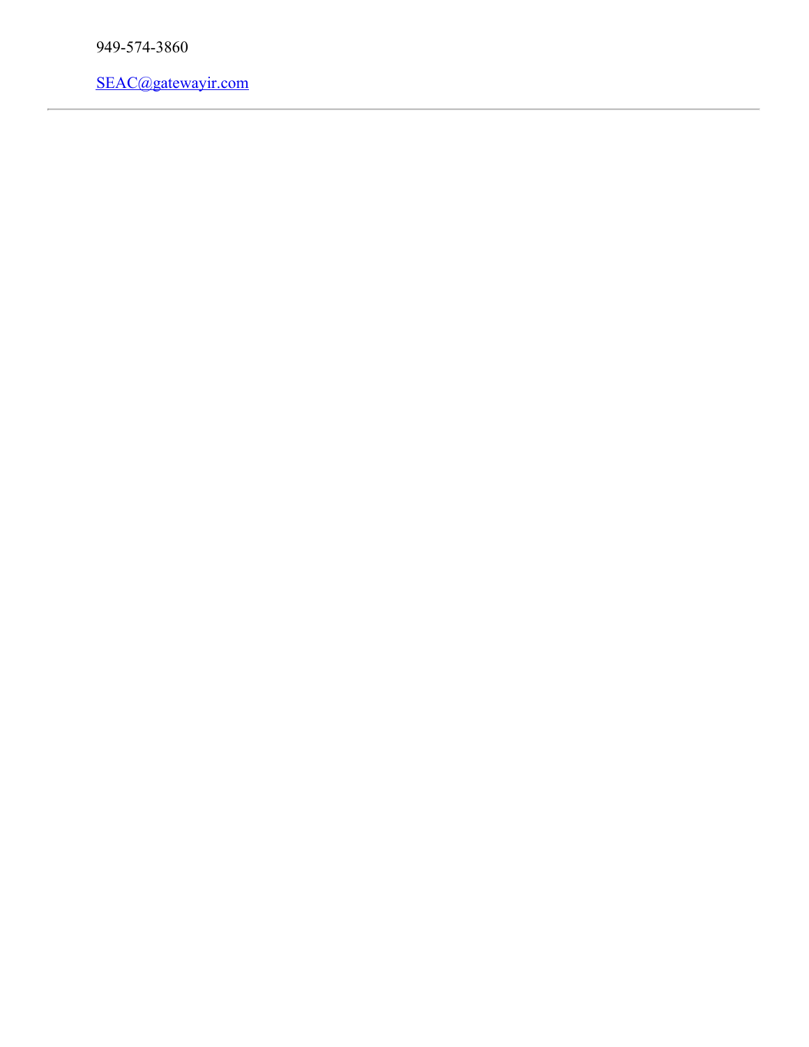949-574-3860

SEAC@gatewayir.com

---